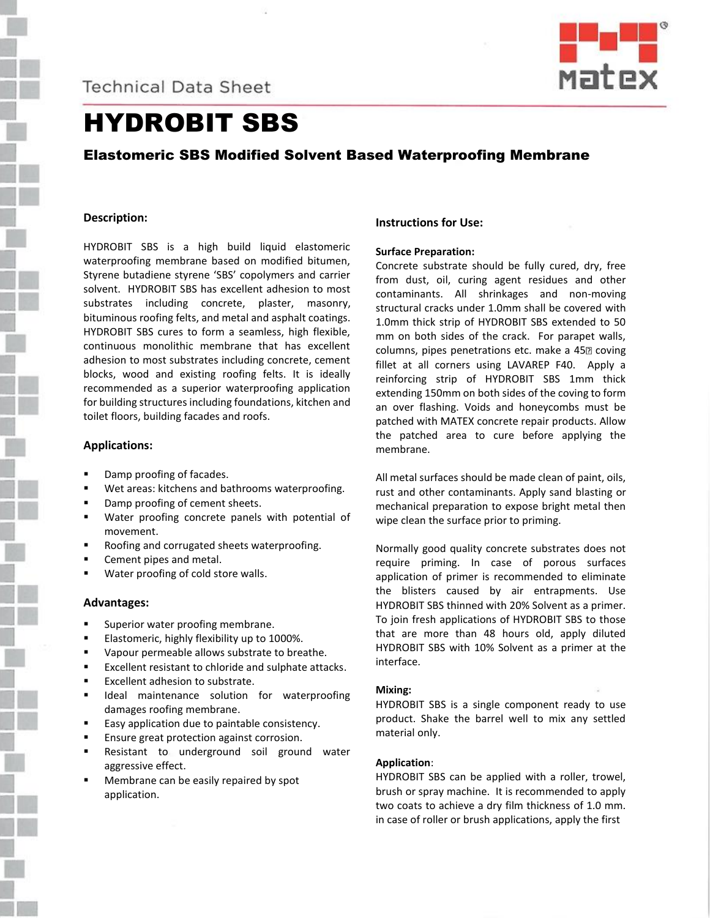Technical Data Sheet

# HYDROBIT SBS

## Elastomeric SBS Modified Solvent Based Waterproofing Membrane

### Description:

HYDROBIT SBS is a high build liquid elastomeric waterproofing membrane based on modified bitumen, Styrene butadiene styrene 'SBS' copolymers and carrier solvent. HYDROBIT SBS has excellent adhesion to most substrates including concrete, plaster, masonry, bituminous roofing felts, and metal and asphalt coatings. HYDROBIT SBS cures to form a seamless, high flexible, continuous monolithic membrane that has excellent adhesion to most substrates including concrete, cement blocks, wood and existing roofing felts. It is ideally recommended as a superior waterproofing application for building structures including foundations, kitchen and toilet floors, building facades and roofs.

### Applications:

- Damp proofing of facades.
- Wet areas: kitchens and bathrooms waterproofing.
- Damp proofing of cement sheets.
- Water proofing concrete panels with potential of movement.
- Roofing and corrugated sheets waterproofing.
- Cement pipes and metal.
- Water proofing of cold store walls.

### Advantages:

- Superior water proofing membrane.
- Elastomeric, highly flexibility up to 1000%.
- Vapour permeable allows substrate to breathe.
- Excellent resistant to chloride and sulphate attacks.
- Excellent adhesion to substrate.
- Ideal maintenance solution for waterproofing damages roofing membrane.
- Easy application due to paintable consistency.
- Ensure great protection against corrosion.
- Resistant to underground soil ground water aggressive effect.
- Membrane can be easily repaired by spot application.

### Instructions for Use:

**Surface Preparation:**
Concrete substrate should be fully cured, dry, free from dust, oil, curing agent residues and other contaminants. All shrinkages and non-moving structural cracks under 1.0mm shall be covered with 1.0mm thick strip of HYDROBIT SBS extended to 50 mm on both sides of the crack. For parapet walls, columns, pipes penetrations etc. make a 45° coving fillet at all corners using LAVAREP F40. Apply a reinforcing strip of HYDROBIT SBS 1mm thick extending 150mm on both sides of the coving to form an over flashing. Voids and honeycombs must be patched with MATEX concrete repair products. Allow the patched area to cure before applying the membrane.

All metal surfaces should be made clean of paint, oils, rust and other contaminants. Apply sand blasting or mechanical preparation to expose bright metal then wipe clean the surface prior to priming.

Normally good quality concrete substrates does not require priming. In case of porous surfaces application of primer is recommended to eliminate the blisters caused by air entrapments. Use HYDROBIT SBS thinned with 20% Solvent as a primer. To join fresh applications of HYDROBIT SBS to those that are more than 48 hours old, apply diluted HYDROBIT SBS with 10% Solvent as a primer at the interface.

**Mixing:**
HYDROBIT SBS is a single component ready to use product. Shake the barrel well to mix any settled material only.

**Application**:
HYDROBIT SBS can be applied with a roller, trowel, brush or spray machine. It is recommended to apply two coats to achieve a dry film thickness of 1.0 mm. in case of roller or brush applications, apply the first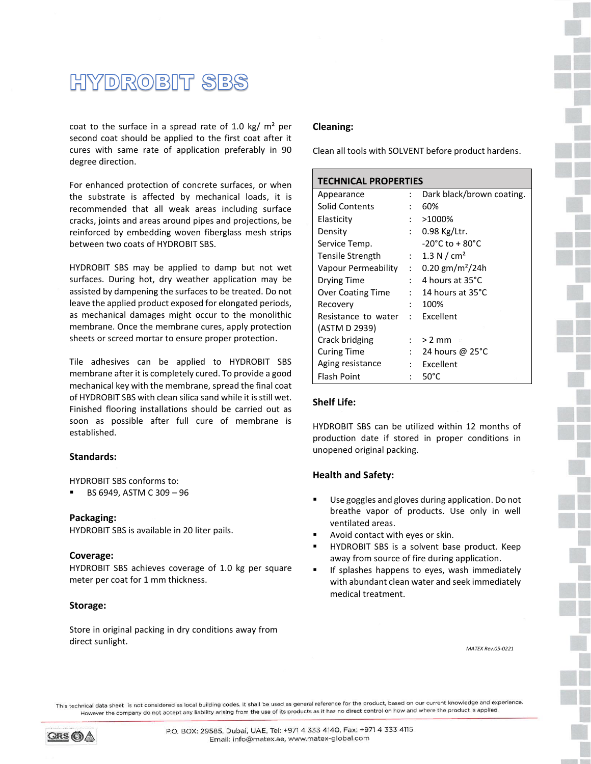// HYDROBIT SBS

coat to the surface in a spread rate of 1.0 kg/ m² per second coat should be applied to the first coat after it cures with same rate of application preferably in 90 degree direction.

For enhanced protection of concrete surfaces, or when the substrate is affected by mechanical loads, it is recommended that all weak areas including surface cracks, joints and areas around pipes and projections, be reinforced by embedding woven fiberglass mesh strips between two coats of HYDROBIT SBS.

HYDROBIT SBS may be applied to damp but not wet surfaces. During hot, dry weather application may be assisted by dampening the surfaces to be treated. Do not leave the applied product exposed for elongated periods, as mechanical damages might occur to the monolithic membrane. Once the membrane cures, apply protection sheets or screed mortar to ensure proper protection.

Tile adhesives can be applied to HYDROBIT SBS membrane after it is completely cured. To provide a good mechanical key with the membrane, spread the final coat of HYDROBIT SBS with clean silica sand while it is still wet. Finished flooring installations should be carried out as soon as possible after full cure of membrane is established.

**Standards:**

HYDROBIT SBS conforms to:

- BS 6949, ASTM C 309 – 96

**Packaging:**

HYDROBIT SBS is available in 20 liter pails.

**Coverage:**

HYDROBIT SBS achieves coverage of 1.0 kg per square meter per coat for 1 mm thickness.

**Storage:**

Store in original packing in dry conditions away from direct sunlight.

**Cleaning:**

Clean all tools with SOLVENT before product hardens.

| TECHNICAL PROPERTIES | | |
|---|---|---|
| Appearance | : | Dark black/brown coating. |
| Solid Contents | : | 60% |
| Elasticity | : | >1000% |
| Density | : | 0.98 Kg/Ltr. |
| Service Temp. | | -20°C to + 80°C |
| Tensile Strength | : | 1.3 N / cm² |
| Vapour Permeability | : | 0.20 gm/m²/24h |
| Drying Time | : | 4 hours at 35°C |
| Over Coating Time | : | 14 hours at 35°C |
| Recovery | : | 100% |
| Resistance to water (ASTM D 2939) | : | Excellent |
| Crack bridging | : | > 2 mm |
| Curing Time | : | 24 hours @ 25°C |
| Aging resistance | : | Excellent |
| Flash Point | : | 50°C |

**Shelf Life:**

HYDROBIT SBS can be utilized within 12 months of production date if stored in proper conditions in unopened original packing.

**Health and Safety:**

- Use goggles and gloves during application. Do not breathe vapor of products. Use only in well ventilated areas.
- Avoid contact with eyes or skin.
- HYDROBIT SBS is a solvent base product. Keep away from source of fire during application.
- If splashes happens to eyes, wash immediately with abundant clean water and seek immediately medical treatment.

*MATEX Rev.05-0221*

This technical data sheet is not considered as local building codes. It shall be used as general reference for the product, based on our current knowledge and experience. However the company do not accept any liability arising from the use of its products as it has no direct control on how and where the product is applied.

P.O. BOX: 29585, Dubai, UAE, Tel: +971 4 333 4140, Fax: +971 4 333 4115
Email: info@matex.ae, www.matex-global.com